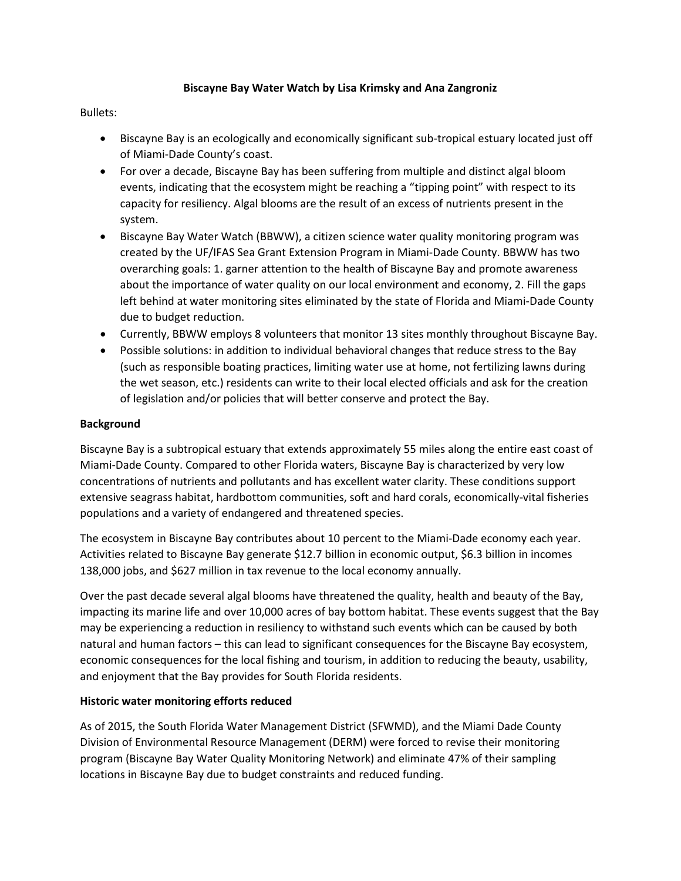**Biscayne Bay Water Watch by Lisa Krimsky and Ana Zangroniz**

Bullets:

- Biscayne Bay is an ecologically and economically significant sub-tropical estuary located just off of Miami-Dade County's coast.
- For over a decade, Biscayne Bay has been suffering from multiple and distinct algal bloom events, indicating that the ecosystem might be reaching a "tipping point" with respect to its capacity for resiliency. Algal blooms are the result of an excess of nutrients present in the system.
- Biscayne Bay Water Watch (BBWW), a citizen science water quality monitoring program was created by the UF/IFAS Sea Grant Extension Program in Miami-Dade County. BBWW has two overarching goals: 1. garner attention to the health of Biscayne Bay and promote awareness about the importance of water quality on our local environment and economy, 2. Fill the gaps left behind at water monitoring sites eliminated by the state of Florida and Miami-Dade County due to budget reduction.
- Currently, BBWW employs 8 volunteers that monitor 13 sites monthly throughout Biscayne Bay.
- Possible solutions: in addition to individual behavioral changes that reduce stress to the Bay (such as responsible boating practices, limiting water use at home, not fertilizing lawns during the wet season, etc.) residents can write to their local elected officials and ask for the creation of legislation and/or policies that will better conserve and protect the Bay.

**Background**

Biscayne Bay is a subtropical estuary that extends approximately 55 miles along the entire east coast of Miami-Dade County. Compared to other Florida waters, Biscayne Bay is characterized by very low concentrations of nutrients and pollutants and has excellent water clarity. These conditions support extensive seagrass habitat, hardbottom communities, soft and hard corals, economically-vital fisheries populations and a variety of endangered and threatened species.

The ecosystem in Biscayne Bay contributes about 10 percent to the Miami-Dade economy each year. Activities related to Biscayne Bay generate $12.7 billion in economic output, $6.3 billion in incomes 138,000 jobs, and $627 million in tax revenue to the local economy annually.

Over the past decade several algal blooms have threatened the quality, health and beauty of the Bay, impacting its marine life and over 10,000 acres of bay bottom habitat. These events suggest that the Bay may be experiencing a reduction in resiliency to withstand such events which can be caused by both natural and human factors – this can lead to significant consequences for the Biscayne Bay ecosystem, economic consequences for the local fishing and tourism, in addition to reducing the beauty, usability, and enjoyment that the Bay provides for South Florida residents.

**Historic water monitoring efforts reduced**

As of 2015, the South Florida Water Management District (SFWMD), and the Miami Dade County Division of Environmental Resource Management (DERM) were forced to revise their monitoring program (Biscayne Bay Water Quality Monitoring Network) and eliminate 47% of their sampling locations in Biscayne Bay due to budget constraints and reduced funding.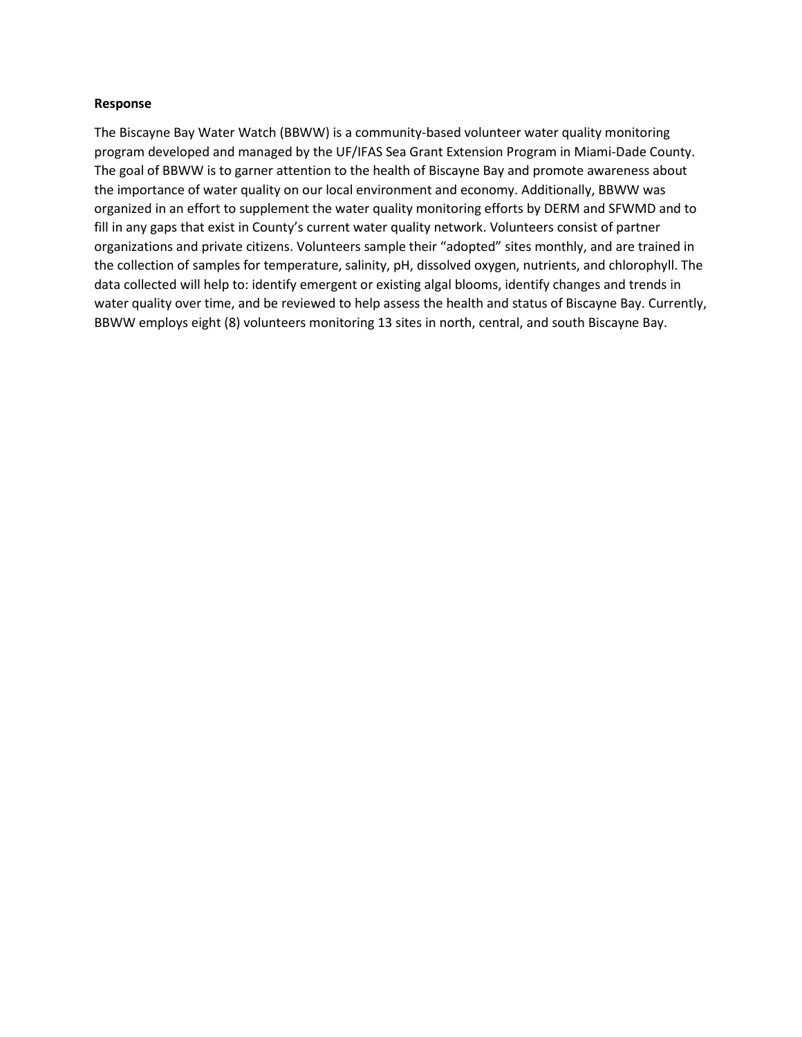**Response**

The Biscayne Bay Water Watch (BBWW) is a community-based volunteer water quality monitoring program developed and managed by the UF/IFAS Sea Grant Extension Program in Miami-Dade County. The goal of BBWW is to garner attention to the health of Biscayne Bay and promote awareness about the importance of water quality on our local environment and economy. Additionally, BBWW was organized in an effort to supplement the water quality monitoring efforts by DERM and SFWMD and to fill in any gaps that exist in County's current water quality network. Volunteers consist of partner organizations and private citizens. Volunteers sample their "adopted" sites monthly, and are trained in the collection of samples for temperature, salinity, pH, dissolved oxygen, nutrients, and chlorophyll. The data collected will help to: identify emergent or existing algal blooms, identify changes and trends in water quality over time, and be reviewed to help assess the health and status of Biscayne Bay. Currently, BBWW employs eight (8) volunteers monitoring 13 sites in north, central, and south Biscayne Bay.